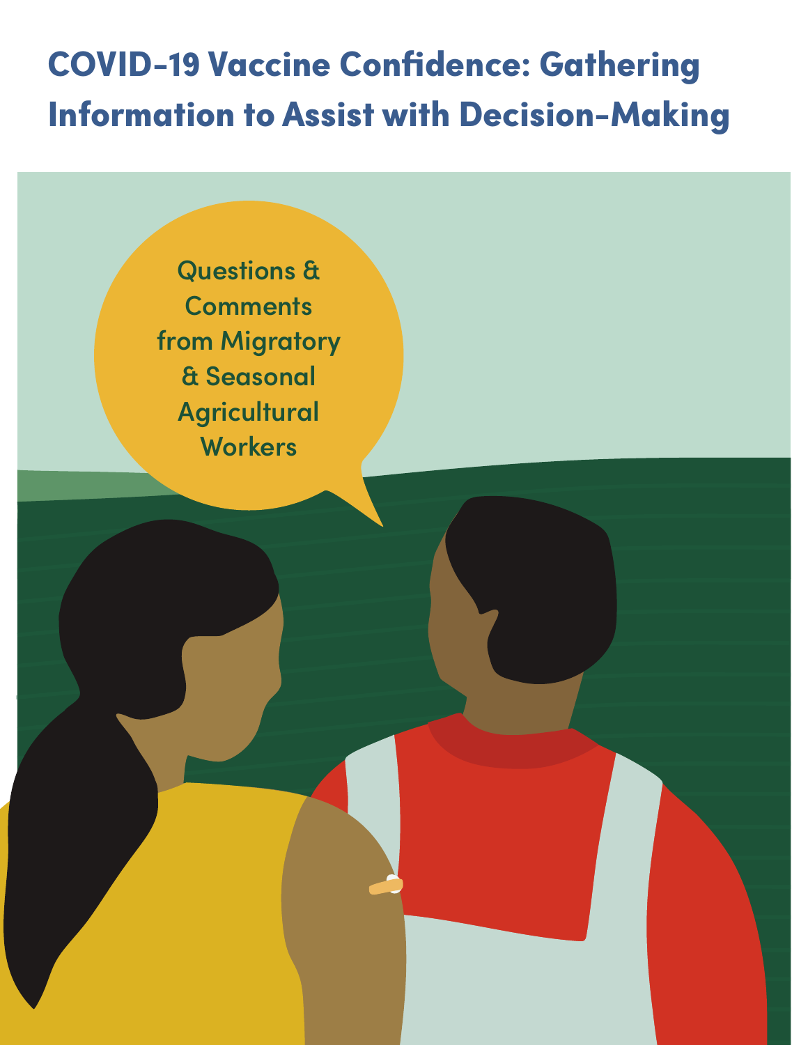# COVID-19 Vaccine Confidence: Gathering Information to Assist with Decision-Making

Questions & Comments from Migratory & Seasonal Agricultural Workers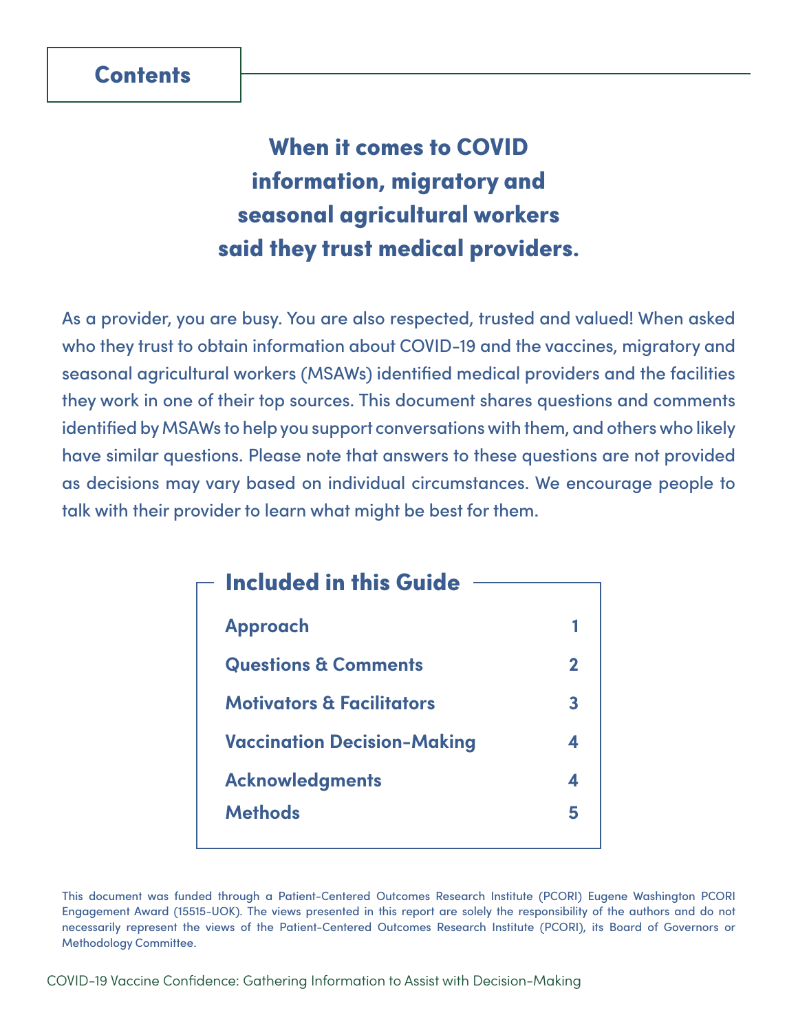# Contents

## When it comes to COVID information, migratory and seasonal agricultural workers said they trust medical providers.

As a provider, you are busy. You are also respected, trusted and valued! When asked who they trust to obtain information about COVID-19 and the vaccines, migratory and seasonal agricultural workers (MSAWs) identified medical providers and the facilities they work in one of their top sources. This document shares questions and comments identified by MSAWs to help you support conversations with them, and others who likely have similar questions. Please note that answers to these questions are not provided as decisions may vary based on individual circumstances. We encourage people to talk with their provider to learn what might be best for them.

### Included in this Guide

| | |
|---|---|
| **Approach** | **1** |
| **Questions & Comments** | **2** |
| **Motivators & Facilitators** | **3** |
| **Vaccination Decision-Making** | **4** |
| **Acknowledgments** | **4** |
| **Methods** | **5** |

This document was funded through a Patient-Centered Outcomes Research Institute (PCORI) Eugene Washington PCORI Engagement Award (15515-UOK). The views presented in this report are solely the responsibility of the authors and do not necessarily represent the views of the Patient-Centered Outcomes Research Institute (PCORI), its Board of Governors or Methodology Committee.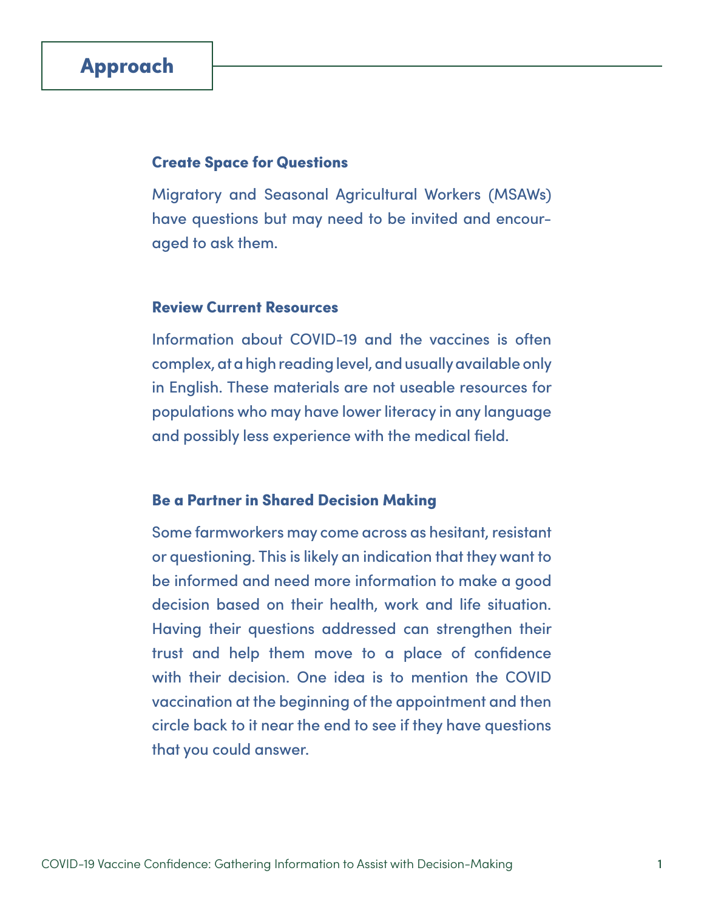# Approach

### Create Space for Questions

Migratory and Seasonal Agricultural Workers (MSAWs) have questions but may need to be invited and encouraged to ask them.

### Review Current Resources

Information about COVID-19 and the vaccines is often complex, at a high reading level, and usually available only in English. These materials are not useable resources for populations who may have lower literacy in any language and possibly less experience with the medical field.

### Be a Partner in Shared Decision Making

Some farmworkers may come across as hesitant, resistant or questioning. This is likely an indication that they want to be informed and need more information to make a good decision based on their health, work and life situation. Having their questions addressed can strengthen their trust and help them move to a place of confidence with their decision. One idea is to mention the COVID vaccination at the beginning of the appointment and then circle back to it near the end to see if they have questions that you could answer.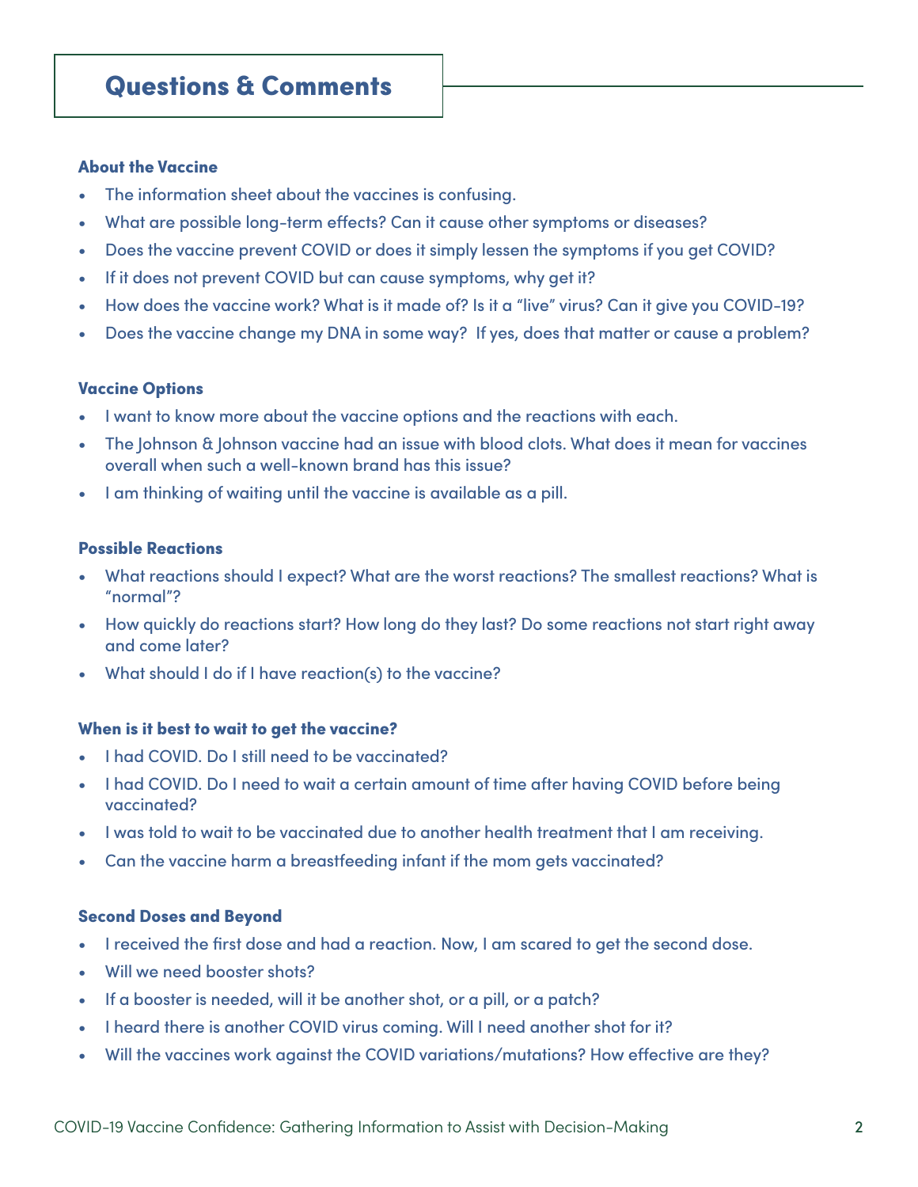## Questions & Comments

### About the Vaccine

- The information sheet about the vaccines is confusing.
- What are possible long-term effects? Can it cause other symptoms or diseases?
- Does the vaccine prevent COVID or does it simply lessen the symptoms if you get COVID?
- If it does not prevent COVID but can cause symptoms, why get it?
- How does the vaccine work? What is it made of? Is it a "live" virus? Can it give you COVID-19?
- Does the vaccine change my DNA in some way? If yes, does that matter or cause a problem?

### Vaccine Options

- I want to know more about the vaccine options and the reactions with each.
- The Johnson & Johnson vaccine had an issue with blood clots. What does it mean for vaccines overall when such a well-known brand has this issue?
- I am thinking of waiting until the vaccine is available as a pill.

### Possible Reactions

- What reactions should I expect? What are the worst reactions? The smallest reactions? What is "normal"?
- How quickly do reactions start? How long do they last? Do some reactions not start right away and come later?
- What should I do if I have reaction(s) to the vaccine?

### When is it best to wait to get the vaccine?

- I had COVID. Do I still need to be vaccinated?
- I had COVID. Do I need to wait a certain amount of time after having COVID before being vaccinated?
- I was told to wait to be vaccinated due to another health treatment that I am receiving.
- Can the vaccine harm a breastfeeding infant if the mom gets vaccinated?

### Second Doses and Beyond

- I received the first dose and had a reaction. Now, I am scared to get the second dose.
- Will we need booster shots?
- If a booster is needed, will it be another shot, or a pill, or a patch?
- I heard there is another COVID virus coming. Will I need another shot for it?
- Will the vaccines work against the COVID variations/mutations? How effective are they?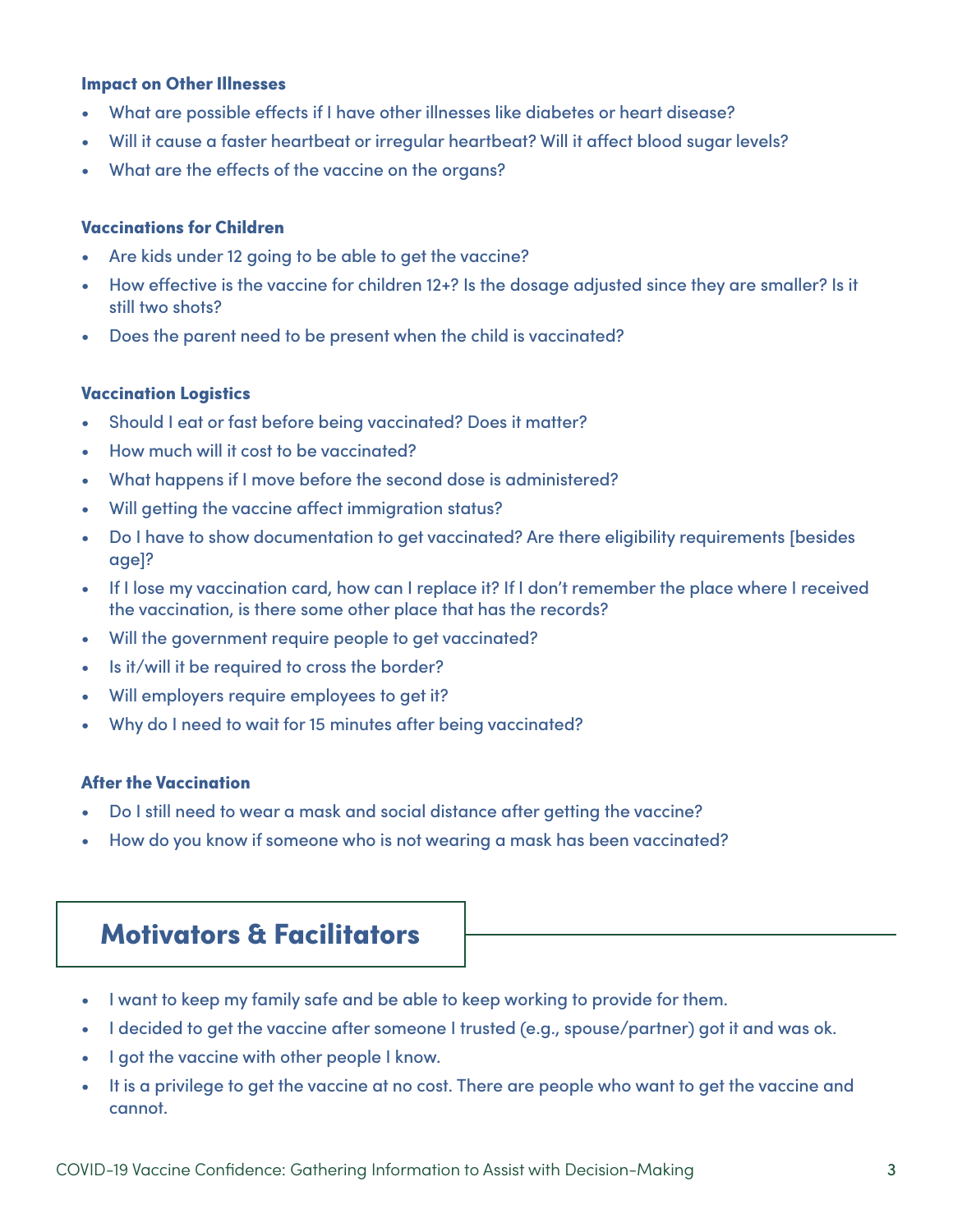### Impact on Other Illnesses

- What are possible effects if I have other illnesses like diabetes or heart disease?
- Will it cause a faster heartbeat or irregular heartbeat? Will it affect blood sugar levels?
- What are the effects of the vaccine on the organs?

### Vaccinations for Children

- Are kids under 12 going to be able to get the vaccine?
- How effective is the vaccine for children 12+? Is the dosage adjusted since they are smaller? Is it still two shots?
- Does the parent need to be present when the child is vaccinated?

### Vaccination Logistics

- Should I eat or fast before being vaccinated? Does it matter?
- How much will it cost to be vaccinated?
- What happens if I move before the second dose is administered?
- Will getting the vaccine affect immigration status?
- Do I have to show documentation to get vaccinated? Are there eligibility requirements [besides age]?
- If I lose my vaccination card, how can I replace it? If I don't remember the place where I received the vaccination, is there some other place that has the records?
- Will the government require people to get vaccinated?
- Is it/will it be required to cross the border?
- Will employers require employees to get it?
- Why do I need to wait for 15 minutes after being vaccinated?

### After the Vaccination

- Do I still need to wear a mask and social distance after getting the vaccine?
- How do you know if someone who is not wearing a mask has been vaccinated?

## Motivators & Facilitators

- I want to keep my family safe and be able to keep working to provide for them.
- I decided to get the vaccine after someone I trusted (e.g., spouse/partner) got it and was ok.
- I got the vaccine with other people I know.
- It is a privilege to get the vaccine at no cost. There are people who want to get the vaccine and cannot.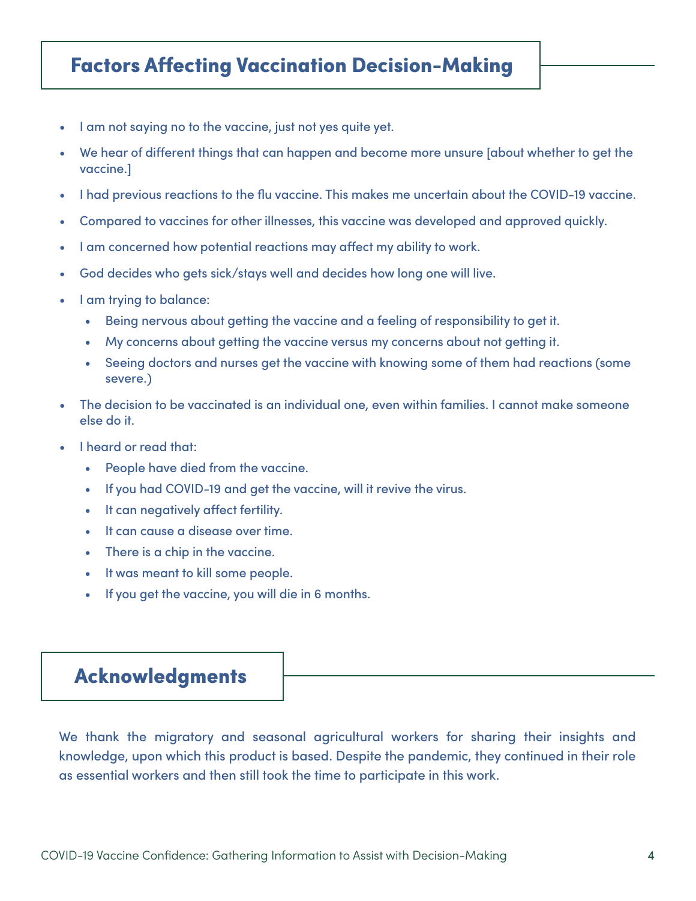## Factors Affecting Vaccination Decision-Making

- I am not saying no to the vaccine, just not yes quite yet.
- We hear of different things that can happen and become more unsure [about whether to get the vaccine.]
- I had previous reactions to the flu vaccine. This makes me uncertain about the COVID-19 vaccine.
- Compared to vaccines for other illnesses, this vaccine was developed and approved quickly.
- I am concerned how potential reactions may affect my ability to work.
- God decides who gets sick/stays well and decides how long one will live.
- I am trying to balance:
  - Being nervous about getting the vaccine and a feeling of responsibility to get it.
  - My concerns about getting the vaccine versus my concerns about not getting it.
  - Seeing doctors and nurses get the vaccine with knowing some of them had reactions (some severe.)
- The decision to be vaccinated is an individual one, even within families. I cannot make someone else do it.
- I heard or read that:
  - People have died from the vaccine.
  - If you had COVID-19 and get the vaccine, will it revive the virus.
  - It can negatively affect fertility.
  - It can cause a disease over time.
  - There is a chip in the vaccine.
  - It was meant to kill some people.
  - If you get the vaccine, you will die in 6 months.

## Acknowledgments

We thank the migratory and seasonal agricultural workers for sharing their insights and knowledge, upon which this product is based. Despite the pandemic, they continued in their role as essential workers and then still took the time to participate in this work.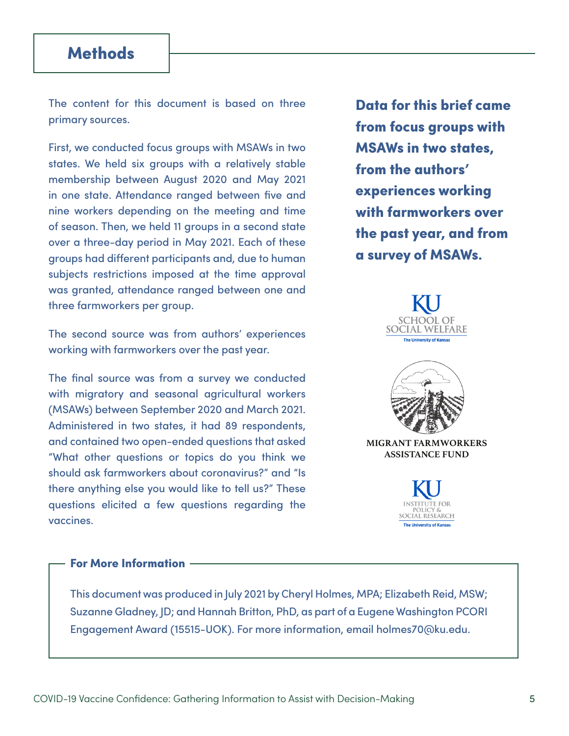## Methods

The content for this document is based on three primary sources.

First, we conducted focus groups with MSAWs in two states. We held six groups with a relatively stable membership between August 2020 and May 2021 in one state. Attendance ranged between five and nine workers depending on the meeting and time of season. Then, we held 11 groups in a second state over a three-day period in May 2021. Each of these groups had different participants and, due to human subjects restrictions imposed at the time approval was granted, attendance ranged between one and three farmworkers per group.

The second source was from authors' experiences working with farmworkers over the past year.

The final source was from a survey we conducted with migratory and seasonal agricultural workers (MSAWs) between September 2020 and March 2021. Administered in two states, it had 89 respondents, and contained two open-ended questions that asked "What other questions or topics do you think we should ask farmworkers about coronavirus?" and "Is there anything else you would like to tell us?" These questions elicited a few questions regarding the vaccines.

**Data for this brief came from focus groups with MSAWs in two states, from the authors' experiences working with farmworkers over the past year, and from a survey of MSAWs.**

KU SCHOOL OF SOCIAL WELFARE
The University of Kansas

MIGRANT FARMWORKERS ASSISTANCE FUND

KU INSTITUTE FOR POLICY & SOCIAL RESEARCH
The University of Kansas

### For More Information

This document was produced in July 2021 by Cheryl Holmes, MPA; Elizabeth Reid, MSW; Suzanne Gladney, JD; and Hannah Britton, PhD, as part of a Eugene Washington PCORI Engagement Award (15515-UOK). For more information, email holmes70@ku.edu.